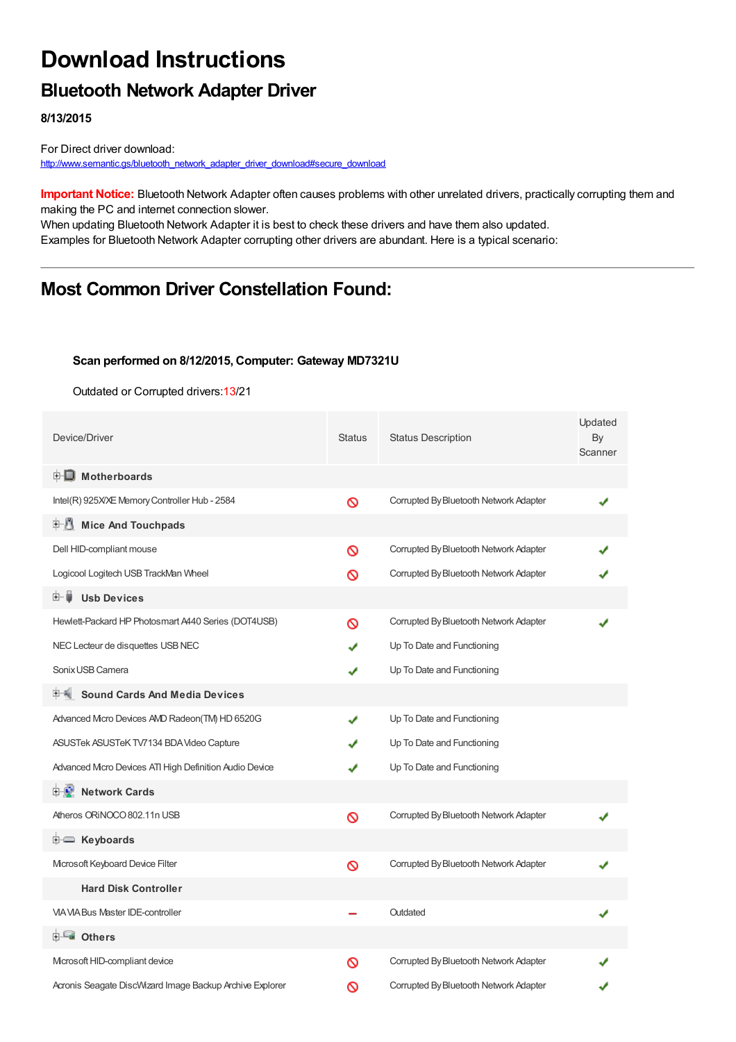# Download Instructions

## Bluetooth Network Adapter Driver

**8/13/2015**

For Direct driver download:
http://www.semantic.gs/bluetooth_network_adapter_driver_download#secure_download

**Important Notice:** Bluetooth Network Adapter often causes problems with other unrelated drivers, practically corrupting them and making the PC and internet connection slower.
When updating Bluetooth Network Adapter it is best to check these drivers and have them also updated.
Examples for Bluetooth Network Adapter corrupting other drivers are abundant. Here is a typical scenario:

---

## Most Common Driver Constellation Found:

**Scan performed on 8/12/2015, Computer: Gateway MD7321U**

Outdated or Corrupted drivers:13/21

| Device/Driver | Status | Status Description | Updated By Scanner |
|---|---|---|---|
| **Motherboards** | | | |
| Intel(R) 925X/XE Memory Controller Hub - 2584 | ⊘ | Corrupted By Bluetooth Network Adapter | ✔ |
| **Mice And Touchpads** | | | |
| Dell HID-compliant mouse | ⊘ | Corrupted By Bluetooth Network Adapter | ✔ |
| Logicool Logitech USB TrackMan Wheel | ⊘ | Corrupted By Bluetooth Network Adapter | ✔ |
| **Usb Devices** | | | |
| Hewlett-Packard HP Photosmart A440 Series (DOT4USB) | ⊘ | Corrupted By Bluetooth Network Adapter | ✔ |
| NEC Lecteur de disquettes USB NEC | ✔ | Up To Date and Functioning | |
| Sonix USB Camera | ✔ | Up To Date and Functioning | |
| **Sound Cards And Media Devices** | | | |
| Advanced Micro Devices AMD Radeon(TM) HD 6520G | ✔ | Up To Date and Functioning | |
| ASUSTek ASUSTeK TV7134 BDA Video Capture | ✔ | Up To Date and Functioning | |
| Advanced Micro Devices ATI High Definition Audio Device | ✔ | Up To Date and Functioning | |
| **Network Cards** | | | |
| Atheros ORiNOCO 802.11n USB | ⊘ | Corrupted By Bluetooth Network Adapter | ✔ |
| **Keyboards** | | | |
| Microsoft Keyboard Device Filter | ⊘ | Corrupted By Bluetooth Network Adapter | ✔ |
| **Hard Disk Controller** | | | |
| VIA VIA Bus Master IDE-controller | – | Outdated | ✔ |
| **Others** | | | |
| Microsoft HID-compliant device | ⊘ | Corrupted By Bluetooth Network Adapter | ✔ |
| Acronis Seagate DiscWizard Image Backup Archive Explorer | ⊘ | Corrupted By Bluetooth Network Adapter | ✔ |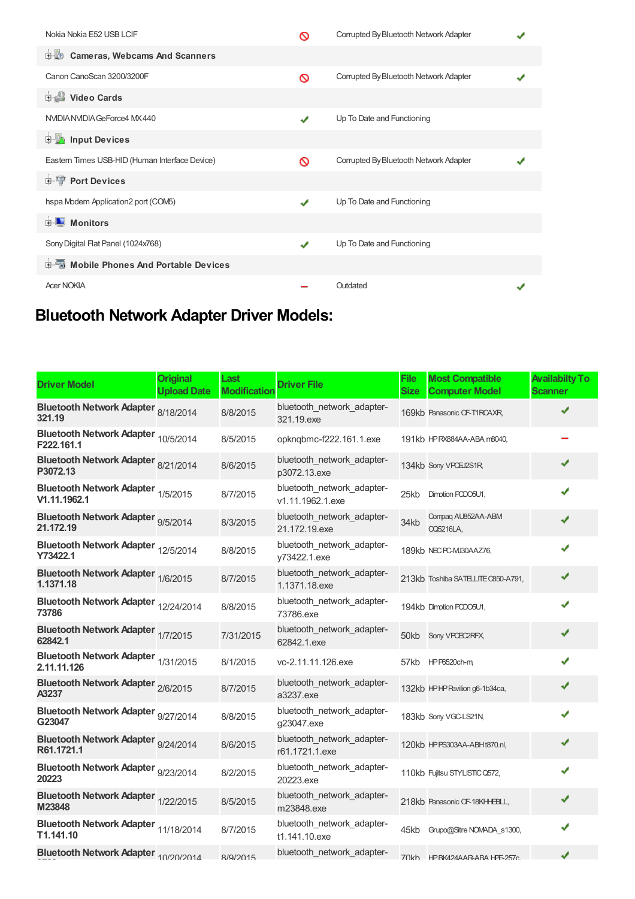| Nokia Nokia E52 USB LCIF | 🚫 | Corrupted By Bluetooth Network Adapter | ✔ |
|---|---|---|---|
| **Cameras, Webcams And Scanners** | | | |
| Canon CanoScan 3200/3200F | 🚫 | Corrupted By Bluetooth Network Adapter | ✔ |
| **Video Cards** | | | |
| NVIDIA NVIDIA GeForce4 MX 440 | ✔ | Up To Date and Functioning | |
| **Input Devices** | | | |
| Eastern Times USB-HID (Human Interface Device) | 🚫 | Corrupted By Bluetooth Network Adapter | ✔ |
| **Port Devices** | | | |
| hspa Modem Application2 port (COM5) | ✔ | Up To Date and Functioning | |
| **Monitors** | | | |
| Sony Digital Flat Panel (1024x768) | ✔ | Up To Date and Functioning | |
| **Mobile Phones And Portable Devices** | | | |
| Acer NOKIA | – | Outdated | ✔ |

## Bluetooth Network Adapter Driver Models:

| Driver Model | Original Upload Date | Last Modification | Driver File | File Size | Most Compatible Computer Model | Availabilty To Scanner |
|---|---|---|---|---|---|---|
| **Bluetooth Network Adapter 321.19** | 8/18/2014 | 8/8/2015 | bluetooth_network_adapter-321.19.exe | 169kb | Panasonic CF-T1RCAXR, | ✔ |
| **Bluetooth Network Adapter F222.161.1** | 10/5/2014 | 8/5/2015 | opknqbmc-f222.161.1.exe | 191kb | HP RX884AA-ABA m8040, | – |
| **Bluetooth Network Adapter P3072.13** | 8/21/2014 | 8/6/2015 | bluetooth_network_adapter-p3072.13.exe | 134kb | Sony VPCEJ2S1R, | ✔ |
| **Bluetooth Network Adapter V1.11.1962.1** | 1/5/2015 | 8/7/2015 | bluetooth_network_adapter-v1.11.1962.1.exe | 25kb | Dimotion PCDO5U1, | ✔ |
| **Bluetooth Network Adapter 21.172.19** | 9/5/2014 | 8/3/2015 | bluetooth_network_adapter-21.172.19.exe | 34kb | Compaq AU852AA-ABM CQ5216LA, | ✔ |
| **Bluetooth Network Adapter Y73422.1** | 12/5/2014 | 8/8/2015 | bluetooth_network_adapter-y73422.1.exe | 189kb | NEC PC-MJ30AAZ76, | ✔ |
| **Bluetooth Network Adapter 1.1371.18** | 1/6/2015 | 8/7/2015 | bluetooth_network_adapter-1.1371.18.exe | 213kb | Toshiba SATELLITE C850-A791, | ✔ |
| **Bluetooth Network Adapter 73786** | 12/24/2014 | 8/8/2015 | bluetooth_network_adapter-73786.exe | 194kb | Dimotion PCDO5U1, | ✔ |
| **Bluetooth Network Adapter 62842.1** | 1/7/2015 | 7/31/2015 | bluetooth_network_adapter-62842.1.exe | 50kb | Sony VPCEC2RFX, | ✔ |
| **Bluetooth Network Adapter 2.11.11.126** | 1/31/2015 | 8/1/2015 | vc-2.11.11.126.exe | 57kb | HP P6520ch-m, | ✔ |
| **Bluetooth Network Adapter A3237** | 2/6/2015 | 8/7/2015 | bluetooth_network_adapter-a3237.exe | 132kb | HP HP Pavilion g6-1b34ca, | ✔ |
| **Bluetooth Network Adapter G23047** | 9/27/2014 | 8/8/2015 | bluetooth_network_adapter-g23047.exe | 183kb | Sony VGC-LS21N, | ✔ |
| **Bluetooth Network Adapter R61.1721.1** | 9/24/2014 | 8/6/2015 | bluetooth_network_adapter-r61.1721.1.exe | 120kb | HP PS303AA-ABH t870.nl, | ✔ |
| **Bluetooth Network Adapter 20223** | 9/23/2014 | 8/2/2015 | bluetooth_network_adapter-20223.exe | 110kb | Fujitsu STYLISTIC Q572, | ✔ |
| **Bluetooth Network Adapter M23848** | 1/22/2015 | 8/5/2015 | bluetooth_network_adapter-m23848.exe | 218kb | Panasonic CF-18KHHEBLL, | ✔ |
| **Bluetooth Network Adapter T1.141.10** | 11/18/2014 | 8/7/2015 | bluetooth_network_adapter-t1.141.10.exe | 45kb | Grupo@Sitre NOMADA_s1300, | ✔ |
| **Bluetooth Network Adapter** | 10/20/2014 | 8/9/2015 | bluetooth_network_adapter- | 70kb | HP BK424AAR-ABA HPE-257c, | ✔ |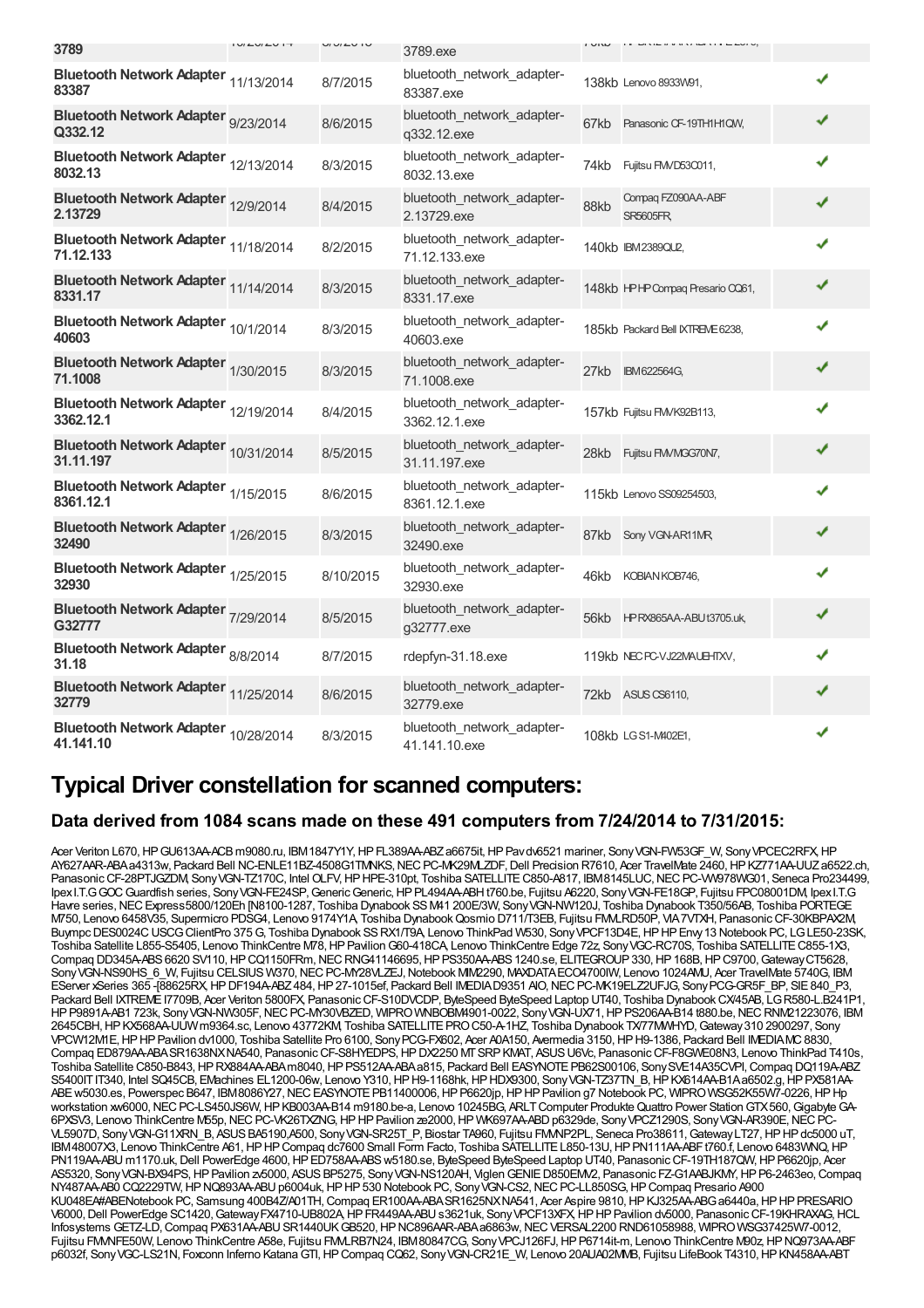| | | | | | | |
|---|---|---|---|---|---|---|
| **3789** | | | 3789.exe | | | |
| **Bluetooth Network Adapter 83387** | 11/13/2014 | 8/7/2015 | bluetooth_network_adapter-83387.exe | 138kb | Lenovo 8933W91, | ✔ |
| **Bluetooth Network Adapter Q332.12** | 9/23/2014 | 8/6/2015 | bluetooth_network_adapter-q332.12.exe | 67kb | Panasonic CF-19TH1H1QW, | ✔ |
| **Bluetooth Network Adapter 8032.13** | 12/13/2014 | 8/3/2015 | bluetooth_network_adapter-8032.13.exe | 74kb | Fujitsu FMVD53C011, | ✔ |
| **Bluetooth Network Adapter 2.13729** | 12/9/2014 | 8/4/2015 | bluetooth_network_adapter-2.13729.exe | 88kb | Compaq FZ090AA-ABF SR5605FR, | ✔ |
| **Bluetooth Network Adapter 71.12.133** | 11/18/2014 | 8/2/2015 | bluetooth_network_adapter-71.12.133.exe | 140kb | IBM 2389QU2, | ✔ |
| **Bluetooth Network Adapter 8331.17** | 11/14/2014 | 8/3/2015 | bluetooth_network_adapter-8331.17.exe | 148kb | HP HP Compaq Presario CQ61, | ✔ |
| **Bluetooth Network Adapter 40603** | 10/1/2014 | 8/3/2015 | bluetooth_network_adapter-40603.exe | 185kb | Packard Bell IXTREME 6238, | ✔ |
| **Bluetooth Network Adapter 71.1008** | 1/30/2015 | 8/3/2015 | bluetooth_network_adapter-71.1008.exe | 27kb | IBM 622564G, | ✔ |
| **Bluetooth Network Adapter 3362.12.1** | 12/19/2014 | 8/4/2015 | bluetooth_network_adapter-3362.12.1.exe | 157kb | Fujitsu FMVK92B113, | ✔ |
| **Bluetooth Network Adapter 31.11.197** | 10/31/2014 | 8/5/2015 | bluetooth_network_adapter-31.11.197.exe | 28kb | Fujitsu FMVMGG70N7, | ✔ |
| **Bluetooth Network Adapter 8361.12.1** | 1/15/2015 | 8/6/2015 | bluetooth_network_adapter-8361.12.1.exe | 115kb | Lenovo SS09254503, | ✔ |
| **Bluetooth Network Adapter 32490** | 1/26/2015 | 8/3/2015 | bluetooth_network_adapter-32490.exe | 87kb | Sony VGN-AR11MR, | ✔ |
| **Bluetooth Network Adapter 32930** | 1/25/2015 | 8/10/2015 | bluetooth_network_adapter-32930.exe | 46kb | KOBIAN KOB746, | ✔ |
| **Bluetooth Network Adapter G32777** | 7/29/2014 | 8/5/2015 | bluetooth_network_adapter-g32777.exe | 56kb | HP RX865AA-ABU t3705.uk, | ✔ |
| **Bluetooth Network Adapter 31.18** | 8/8/2014 | 8/7/2015 | rdepfyn-31.18.exe | 119kb | NEC PC-VJ22MAUEHTXV, | ✔ |
| **Bluetooth Network Adapter 32779** | 11/25/2014 | 8/6/2015 | bluetooth_network_adapter-32779.exe | 72kb | ASUS CS6110, | ✔ |
| **Bluetooth Network Adapter 41.141.10** | 10/28/2014 | 8/3/2015 | bluetooth_network_adapter-41.141.10.exe | 108kb | LG S1-M402E1, | ✔ |

# Typical Driver constellation for scanned computers:

## Data derived from 1084 scans made on these 491 computers from 7/24/2014 to 7/31/2015:

Acer Veriton L670, HP GU613AA-ACB m9080.ru, IBM 1847Y1Y, HP FL389AA-ABZ a6675it, HP Pav dv6521 mariner, Sony VGN-FW53GF_W, Sony VPCEC2RFX, HP AY627AAR-ABA a4313w, Packard Bell NC-ENLE11BZ-4508G1TMNKS, NEC PC-MK29MLZDF, Dell Precision R7610, Acer TravelMate 2460, HP KZ771AA-UUZ a6522.ch, Panasonic CF-28PTJGZDM, Sony VGN-TZ170C, Intel OLFV, HP HPE-310pt, Toshiba SATELLITE C850-A817, IBM 8145LUC, NEC PC-VW978WG01, Seneca Pro234499, Ipex I.T.G GOC Guardfish series, Sony VGN-FE24SP, Generic Generic, HP PL494AA-ABH t760.be, Fujitsu A6220, Sony VGN-FE18GP, Fujitsu FPC08001DM, Ipex I.T.G Havre series, NEC Express5800/120Eh [N8100-1287, Toshiba Dynabook SS M41 200E/3W, Sony VGN-NW120J, Toshiba Dynabook T350/56AB, Toshiba PORTEGE M750, Lenovo 6458V35, Supermicro PDSG4, Lenovo 9174Y1A, Toshiba Dynabook Qosmio D711/T3EB, Fujitsu FMLRD50P, VIA 7VTXH, Panasonic CF-30KBPAX2M, Buympc DES0024C USCG ClientPro 375 G, Toshiba Dynabook SS RX1/T9A, Lenovo ThinkPad W530, Sony VPCF13D4E, HP HP Envy 13 Notebook PC, LG LE50-23SK, Toshiba Satellite L855-S5405, Lenovo ThinkCentre M78, HP Pavilion G60-418CA, Lenovo ThinkCentre Edge 72z, Sony VGC-RC70S, Toshiba SATELLITE C855-1X3, Compaq DD345A-ABS 6620 SV110, HP CQ1150FRm, NEC RNG41146695, HP PS350AA-ABS 1240.se, ELITEGROUP 330, HP 168B, HP C9700, Gateway CT5628, Sony VGN-NS90HS_6_W, Fujitsu CELSIUS W370, NEC PC-MY28VLZEJ, Notebook MIM2290, MAXDATA ECO4700IW, Lenovo 1024AMU, Acer TravelMate 5740G, IBM EServer xSeries 365 -[88625RX, HP DF194A-ABZ 484, HP 27-1015ef, Packard Bell IMEDIA D9351 AIO, NEC PC-MK19ELZ2UFJG, Sony PCG-GR5F_BP, SIE 840_P3, Packard Bell IXTREME I7709B, Acer Veriton 5800FX, Panasonic CF-S10DVCDP, ByteSpeed ByteSpeed Laptop UT40, Toshiba Dynabook CX/45AB, LG R580-L.B241P1, HP P9891A-AB1 723k, Sony VGN-NW305F, NEC PC-MY30VBZED, WIPRO WNBOBM4901-0022, Sony VGN-UX71, HP PS206AA-B14 t880.be, NEC RNM21223076, IBM 2645CBH, HP KX568AA-UUW m9364.sc, Lenovo 43772KM, Toshiba SATELLITE PRO C50-A-1HZ, Toshiba Dynabook TX/77MWHYD, Gateway 310 2900297, Sony VPCW12M1E, HP HP Pavilion dv1000, Toshiba Satellite Pro 6100, Sony PCG-FX602, Acer A0A150, Avermedia 3150, HP H9-1386, Packard Bell IMEDIA MC 8830, Compaq ED879AA-ABA SR1638NX NA540, Panasonic CF-S8HYEDPS, HP DX2250 MT SRP KMAT, ASUS U6Vc, Panasonic CF-F8GWE08N3, Lenovo ThinkPad T410s, Toshiba Satellite C850-B843, HP RX884AA-ABA m8040, HP PS512AA-ABA a815, Packard Bell EASYNOTE PB62S00106, Sony SVE14A35CVPI, Compaq DQ119A-ABZ S5400IT IT340, Intel SQ45CB, EMachines EL1200-06w, Lenovo Y310, HP H9-1168hk, HP HDX9300, Sony VGN-TZ37TN_B, HP KX614AA-B1A a6502.g, HP PX581AA-ABE w5030.es, Powerspec B647, IBM 8086Y27, NEC EASYNOTE PB11400006, HP P6620jp, HP HP Pavilion g7 Notebook PC, WIPRO WSG52K55W7-0226, HP Hp workstation xw6000, NEC PC-LS450JS6W, HP KB003AA-B14 m9180.be-a, Lenovo 10245BG, ARLT Computer Produkte Quattro Power Station GTX 560, Gigabyte GA-6PXSV3, Lenovo ThinkCentre M55p, NEC PC-VK26TXZNG, HP HP Pavilion ze2000, HP WK697AA-ABD p6329de, Sony VPCZ1290S, Sony VGN-AR390E, NEC PC-VL5907D, Sony VGN-G11XRN_B, ASUS BA5190,A500, Sony VGN-SR25T_P, Biostar TA960, Fujitsu FMVNP2PL, Seneca Pro38611, Gateway LT27, HP HP dc5000 uT, IBM 48007X3, Lenovo ThinkCentre A61, HP HP Compaq dc7600 Small Form Facto, Toshiba SATELLITE L850-13U, HP PN111AA-ABF t760.f, Lenovo 6483WNQ, HP PN119AA-ABU m1170.uk, Dell PowerEdge 4600, HP ED758AA-ABS w5180.se, ByteSpeed ByteSpeed Laptop UT40, Panasonic CF-19TH187QW, HP P6620jp, Acer AS5320, Sony VGN-BX94PS, HP Pavilion zv5000, ASUS BP5275, Sony VGN-NS120AH, Viglen GENIE D850EMV2, Panasonic FZ-G1AABJKMY, HP P6-2463eo, Compaq NY487AA-AB0 CQ2229TW, HP NQ893AA-ABU p6004uk, HP HP 530 Notebook PC, Sony VGN-CS2, NEC PC-LL850SG, HP Compaq Presario A900 KU048EA#ABENotebook PC, Samsung 400B4Z/A01TH, Compaq ER100AA-ABA SR1625NX NA541, Acer Aspire 9810, HP KJ325AA-ABG a6440a, HP PRESARIO V6000, Dell PowerEdge SC1420, Gateway FX4710-UB802A, HP FR449AA-ABU s3621uk, Sony VPCF13XFX, HP HP Pavilion dv5000, Panasonic CF-19KHRAXAG, HCL Infosystems GETZ-LD, Compaq PX631AA-ABU SR1440UK GB520, HP NC896AAR-ABA a6863w, NEC VERSAL2200 RND61058988, WIPRO WSG37425W7-0012, Fujitsu FMVNFE50W, Lenovo ThinkCentre A58e, Fujitsu FMLRB7N24, IBM 80847CG, Sony VPCJ126FJ, HP P6714it-m, Lenovo ThinkCentre M90z, HP NQ973AA-ABF p6032f, Sony VGC-LS21N, Foxconn Inferno Katana GTI, HP Compaq CQ62, Sony VGN-CR21E_W, Lenovo 20AUA02MMB, Fujitsu LifeBook T4310, HP KN458AA-ABT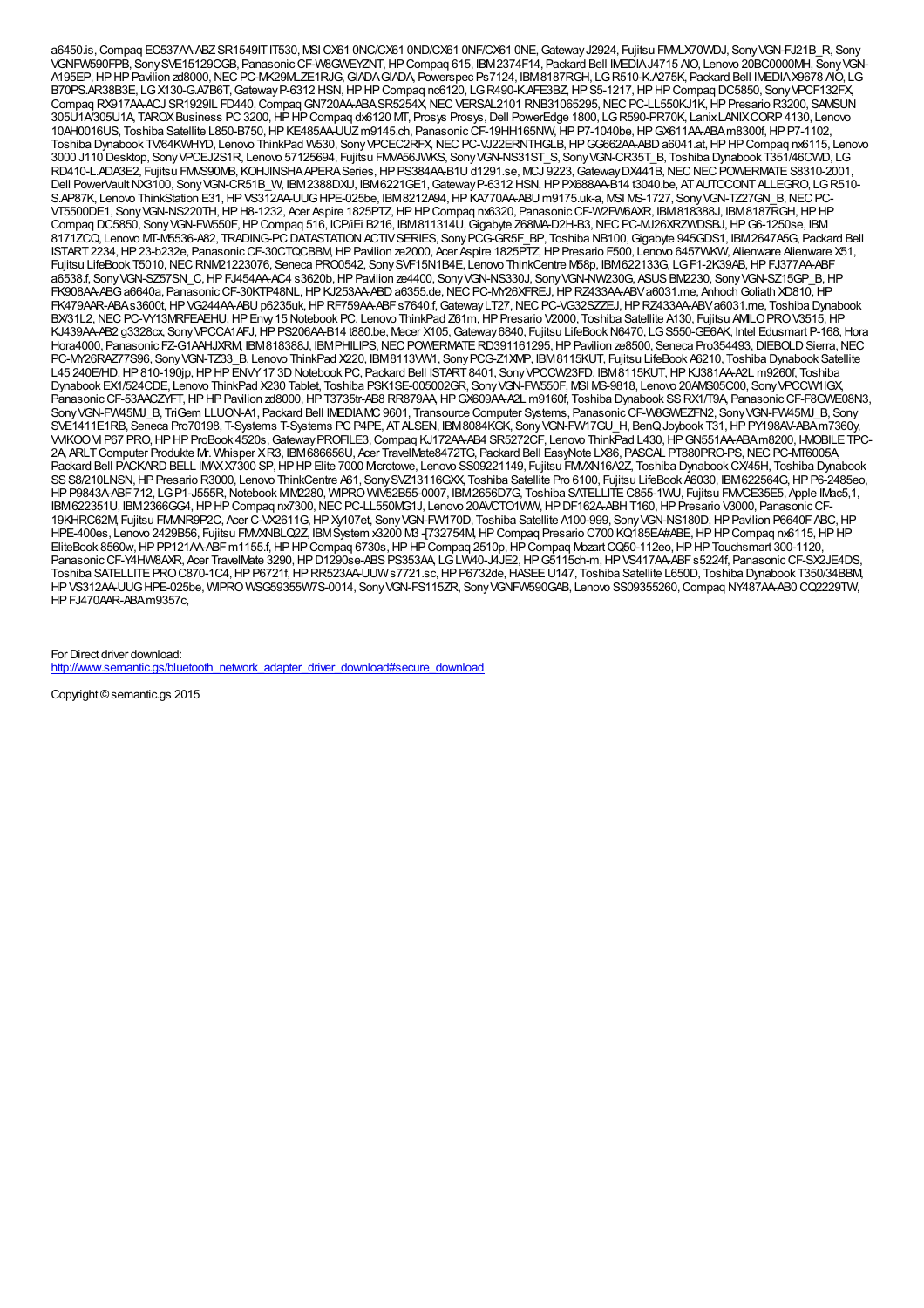a6450.is, Compaq EC537AA-ABZ SR1549IT IT530, MSI CX61 0NC/CX61 0ND/CX61 0NF/CX61 0NE, Gateway J2924, Fujitsu FMVLX70WDJ, Sony VGN-FJ21B_R, Sony VGNFW590FPB, Sony SVE15129CGB, Panasonic CF-W8GWEYZNT, HP Compaq 615, IBM 2374F14, Packard Bell IMEDIA J4715 AIO, Lenovo 20BC0000MH, Sony VGN-A195EP, HP HP Pavilion zd8000, NEC PC-MK29MLZE1RJG, GIADA GIADA, Powerspec Ps7124, IBM 8187RGH, LG R510-K.A275K, Packard Bell IMEDIA X9678 AIO, LG B70PS.AR38B3E, LG X130-G.A7B6T, Gateway P-6312 HSN, HP HP Compaq nc6120, LG R490-K.AFE3BZ, HP S5-1217, HP HP Compaq DC5850, Sony VPCF132FX, Compaq RX917AA-ACJ SR1929IL FD440, Compaq GN720AA-ABA SR5254X, NEC VERSAL2101 RNB31065295, NEC PC-LL550KJ1K, HP Presario R3200, SAMSUN 305U1A/305U1A, TAROX Business PC 3200, HP HP Compaq dx6120 MT, Prosys Prosys, Dell PowerEdge 1800, LG R590-PR70K, Lanix LANIX CORP 4130, Lenovo 10AH0016US, Toshiba Satellite L850-B750, HP KE485AA-UUZ m9145.ch, Panasonic CF-19HH165NW, HP P7-1040be, HP GX611AA-ABA m8300f, HP P7-1102, Toshiba Dynabook TV/64KWHYD, Lenovo ThinkPad W530, Sony VPCEC2RFX, NEC PC-VJ22ERNTHGLB, HP GG662AA-ABD a6041.at, HP HP Compaq nx6115, Lenovo 3000 J110 Desktop, Sony VPCEJ2S1R, Lenovo 57125694, Fujitsu FMVA56JWKS, Sony VGN-NS31ST_S, Sony VGN-CR35T_B, Toshiba Dynabook T351/46CWD, LG RD410-L.ADA3E2, Fujitsu FMVS90MB, KOHJINSHA APERA Series, HP PS384AA-B1U d1291.se, MCJ 9223, Gateway DX441B, NEC NEC POWERMATE S8310-2001, Dell PowerVault NX3100, Sony VGN-CR51B_W, IBM 2388DXU, IBM 6221GE1, Gateway P-6312 HSN, HP PX688AA-B14 t3040.be, AT AUTOCONT ALLEGRO, LG R510-S.AP87K, Lenovo ThinkStation E31, HP VS312AA-UUG HPE-025be, IBM 8212A94, HP KA770AA-ABU m9175.uk-a, MSI MS-1727, Sony VGN-TZ27GN_B, NEC PC-VT5500DE1, Sony VGN-NS220TH, HP H8-1232, Acer Aspire 1825PTZ, HP HP Compaq nx6320, Panasonic CF-W2FW6AXR, IBM 818388J, IBM 8187RGH, HP HP Compaq DC5850, Sony VGN-FW550F, HP Compaq 516, ICP/iEi B216, IBM 811314U, Gigabyte Z68MA-D2H-B3, NEC PC-MJ26XRZWDSBJ, HP G6-1250se, IBM 8171ZCQ, Lenovo MT-M5536-A82, TRADING-PC DATASTATION ACTIV SERIES, Sony PCG-GR5F_BP, Toshiba NB100, Gigabyte 945GDS1, IBM 2647A5G, Packard Bell ISTART 2234, HP 23-b232e, Panasonic CF-30CTQCBBM, HP Pavilion ze2000, Acer Aspire 1825PTZ, HP Presario F500, Lenovo 6457WKW, Alienware Alienware X51, Fujitsu LifeBook T5010, NEC RNM21223076, Seneca PRO0542, Sony SVF15N1B4E, Lenovo ThinkCentre M58p, IBM 622133G, LG F1-2K39AB, HP FJ377AA-ABF a6538.f, Sony VGN-SZ57SN_C, HP FJ454AA-AC4 s3620b, HP Pavilion ze4400, Sony VGN-NS330J, Sony VGN-NW230G, ASUS BM2230, Sony VGN-SZ15GP_B, HP FK908AA-ABG a6640a, Panasonic CF-30KTP48NL, HP KJ253AA-ABD a6355.de, NEC PC-MY26XFREJ, HP RZ433AA-ABV a6031.me, Anhoch Goliath XD810, HP FK479AAR-ABA s3600t, HP VG244AA-ABU p6235uk, HP RF759AA-ABF s7640.f, Gateway LT27, NEC PC-VG32SZZEJ, HP RZ433AA-ABV a6031.me, Toshiba Dynabook BX/31L2, NEC PC-VY13MRFEAEHU, HP Envy 15 Notebook PC, Lenovo ThinkPad Z61m, HP Presario V2000, Toshiba Satellite A130, Fujitsu AMILO PRO V3515, HP KJ439AA-AB2 g3328cx, Sony VPCCA1AFJ, HP PS206AA-B14 t880.be, Mecer X105, Gateway 6840, Fujitsu LifeBook N6470, LG S550-GE6AK, Intel Edusmart P-168, Hora Hora4000, Panasonic FZ-G1AAHJXRM, IBM 818388J, IBM PHILIPS, NEC POWERMATE RD391161295, HP Pavilion ze8500, Seneca Pro354493, DIEBOLD Sierra, NEC PC-MY26RAZ77S96, Sony VGN-TZ33_B, Lenovo ThinkPad X220, IBM 8113WW1, Sony PCG-Z1XMP, IBM 8115KUT, Fujitsu LifeBook A6210, Toshiba Dynabook Satellite L45 240E/HD, HP 810-190jp, HP HP ENVY 17 3D Notebook PC, Packard Bell ISTART 8401, Sony VPCCW23FD, IBM 8115KUT, HP KJ381AA-A2L m9260f, Toshiba Dynabook EX1/524CDE, Lenovo ThinkPad X230 Tablet, Toshiba PSK1SE-005002GR, Sony VGN-FW550F, MSI MS-9818, Lenovo 20AMS05C00, Sony VPCCW1IGX, Panasonic CF-53AACZYFT, HP HP Pavilion zd8000, HP T3735tr-AB8 RR879AA, HP GX609AA-A2L m9160f, Toshiba Dynabook SS RX1/T9A, Panasonic CF-F8GWE08N3, Sony VGN-FW45MJ_B, TriGem LLUON-A1, Packard Bell IMEDIA MC 9601, Transource Computer Systems, Panasonic CF-W8GWEZFN2, Sony VGN-FW45MJ_B, Sony SVE1411E1RB, Seneca Pro70198, T-Systems T-Systems PC P4PE, AT ALSEN, IBM 8084KGK, Sony VGN-FW17GU_H, BenQ Joybook T31, HP PY198AV-ABA m7360y, VVIKOO VI P67 PRO, HP HP ProBook 4520s, Gateway PROFILE3, Compaq KJ172AA-AB4 SR5272CF, Lenovo ThinkPad L430, HP GN551AA-ABA m8200, I-MOBILE TPC-2A, ARLT Computer Produkte Mr. Whisper X R3, IBM 686656U, Acer TravelMate8472TG, Packard Bell EasyNote LX86, PASCAL PT880PRO-PS, NEC PC-MT6005A, Packard Bell PACKARD BELL IMAX X7300 SP, HP HP Elite 7000 Microtowe, Lenovo SS09221149, Fujitsu FMVXN16A2Z, Toshiba Dynabook CX/45H, Toshiba Dynabook SS S8/210LNSN, HP Presario R3000, Lenovo ThinkCentre A61, Sony SVZ13116GXX, Toshiba Satellite Pro 6100, Fujitsu LifeBook A6030, IBM 622564G, HP P6-2485eo, HP P9843A-ABF 712, LG P1-J555R, Notebook MIM2280, WIPRO WIV52B55-0007, IBM 2656D7G, Toshiba SATELLITE C855-1WU, Fujitsu FMVCE35E5, Apple IMac5,1, IBM 622351U, IBM 2366GG4, HP HP Compaq nx7300, NEC PC-LL550MG1J, Lenovo 20AVCTO1WW, HP DF162A-ABH T160, HP Presario V3000, Panasonic CF-19KHRC62M, Fujitsu FMVNR9P2C, Acer C-VX2611G, HP Xy107et, Sony VGN-FW170D, Toshiba Satellite A100-999, Sony VGN-NS180D, HP Pavilion P6640F ABC, HP HPE-400es, Lenovo 2429B56, Fujitsu FMVXNBLQ2Z, IBM System x3200 M3 -[732754M, HP Compaq Presario C700 KQ185EA#ABE, HP HP Compaq nx6115, HP HP EliteBook 8560w, HP PP121AA-ABF m1155.f, HP HP Compaq 6730s, HP HP Compaq 2510p, HP Compaq Mozart CQ50-112eo, HP HP Touchsmart 300-1120, Panasonic CF-Y4HW8AXR, Acer TravelMate 3290, HP D1290se-ABS PS353AA, LG LW40-J4JE2, HP G5115ch-m, HP VS417AA-ABF s5224f, Panasonic CF-SX2JE4DS, Toshiba SATELLITE PRO C870-1C4, HP P6721f, HP RR523AA-UUW s7721.sc, HP P6732de, HASEE U147, Toshiba Satellite L650D, Toshiba Dynabook T350/34BBM, HP VS312AA-UUG HPE-025be, WIPRO WSG59355W7S-0014, Sony VGN-FS115ZR, Sony VGNFW590GAB, Lenovo SS09355260, Compaq NY487AA-AB0 CQ2229TW, HP FJ470AAR-ABA m9357c,

For Direct driver download:
[http://www.semantic.gs/bluetooth_network_adapter_driver_download#secure_download](http://www.semantic.gs/bluetooth_network_adapter_driver_download#secure_download)

Copyright © semantic.gs 2015